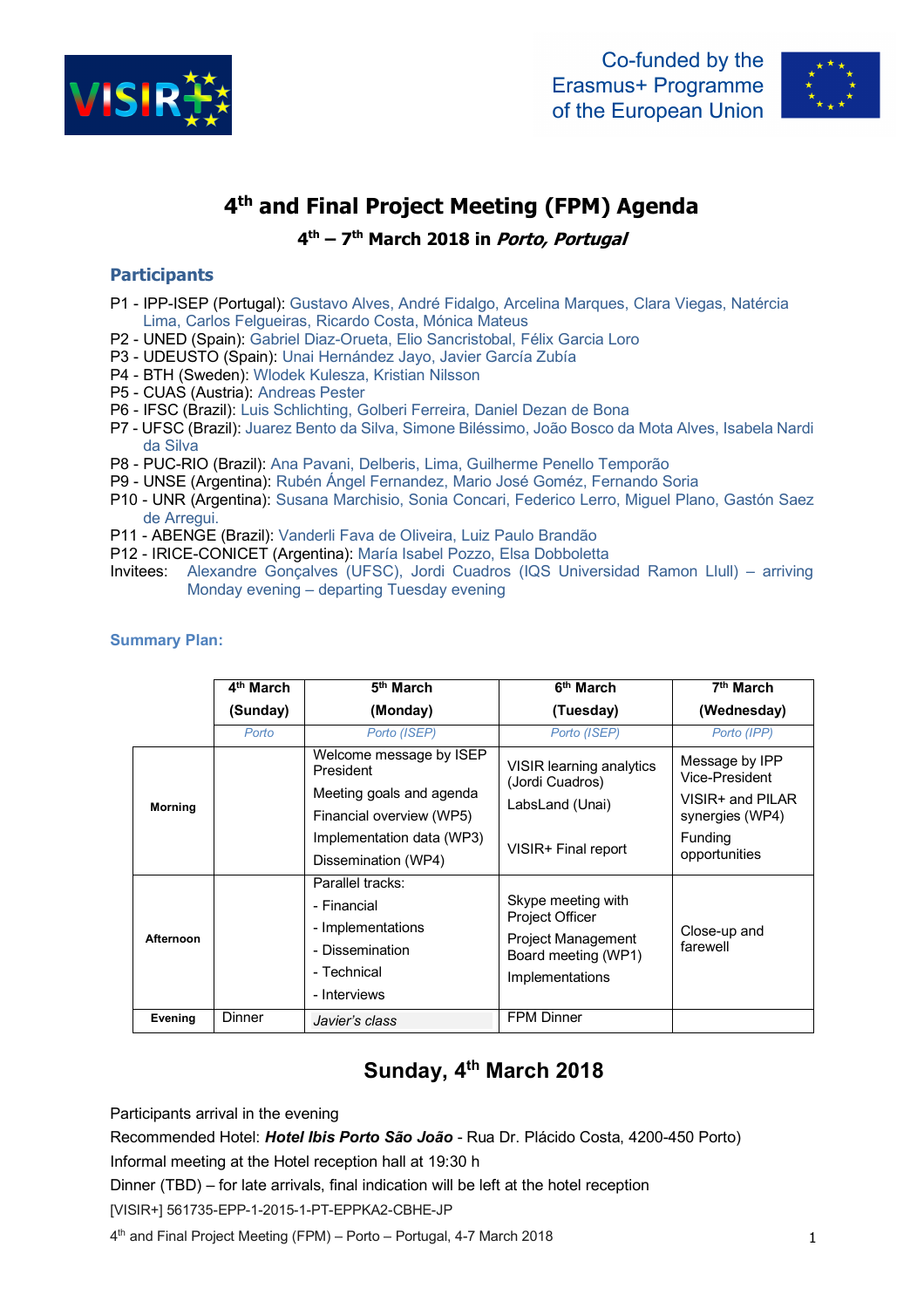# 4th and Final Project Meeting (FPM) Agenda

### 4th – 7th March 2018 in *Porto, Portugal*

## Participants

- P1 - IPP-ISEP (Portugal): Gustavo Alves, André Fidalgo, Arcelina Marques, Clara Viegas, Natércia Lima, Carlos Felgueiras, Ricardo Costa, Mónica Mateus
- P2 - UNED (Spain): Gabriel Diaz-Orueta, Elio Sancristobal, Félix Garcia Loro
- P3 - UDEUSTO (Spain): Unai Hernández Jayo, Javier García Zubía
- P4 - BTH (Sweden): Wlodek Kulesza, Kristian Nilsson
- P5 - CUAS (Austria): Andreas Pester
- P6 - IFSC (Brazil): Luis Schlichting, Golberi Ferreira, Daniel Dezan de Bona
- P7 - UFSC (Brazil): Juarez Bento da Silva, Simone Biléssimo, João Bosco da Mota Alves, Isabela Nardi da Silva
- P8 - PUC-RIO (Brazil): Ana Pavani, Delberis, Lima, Guilherme Penello Temporão
- P9 - UNSE (Argentina): Rubén Ángel Fernandez, Mario José Goméz, Fernando Soria
- P10 - UNR (Argentina): Susana Marchisio, Sonia Concari, Federico Lerro, Miguel Plano, Gastón Saez de Arregui.
- P11 - ABENGE (Brazil): Vanderli Fava de Oliveira, Luiz Paulo Brandão
- P12 - IRICE-CONICET (Argentina): María Isabel Pozzo, Elsa Dobboletta
- Invitees: Alexandre Gonçalves (UFSC), Jordi Cuadros (IQS Universidad Ramon Llull) – arriving Monday evening – departing Tuesday evening

### Summary Plan:

| | 4th March (Sunday) | 5th March (Monday) | 6th March (Tuesday) | 7th March (Wednesday) |
|---|---|---|---|---|
| | *Porto* | *Porto (ISEP)* | *Porto (ISEP)* | *Porto (IPP)* |
| **Morning** | | Welcome message by ISEP President<br>Meeting goals and agenda<br>Financial overview (WP5)<br>Implementation data (WP3)<br>Dissemination (WP4) | VISIR learning analytics (Jordi Cuadros)<br>LabsLand (Unai)<br>VISIR+ Final report | Message by IPP Vice-President<br>VISIR+ and PILAR synergies (WP4)<br>Funding opportunities |
| **Afternoon** | | Parallel tracks:<br>- Financial<br>- Implementations<br>- Dissemination<br>- Technical<br>- Interviews | Skype meeting with Project Officer<br>Project Management Board meeting (WP1)<br>Implementations | Close-up and farewell |
| **Evening** | Dinner | *Javier's class* | FPM Dinner | |

## Sunday, 4th March 2018

Participants arrival in the evening

Recommended Hotel: ***Hotel Ibis Porto São João*** - Rua Dr. Plácido Costa, 4200-450 Porto)

Informal meeting at the Hotel reception hall at 19:30 h

Dinner (TBD) – for late arrivals, final indication will be left at the hotel reception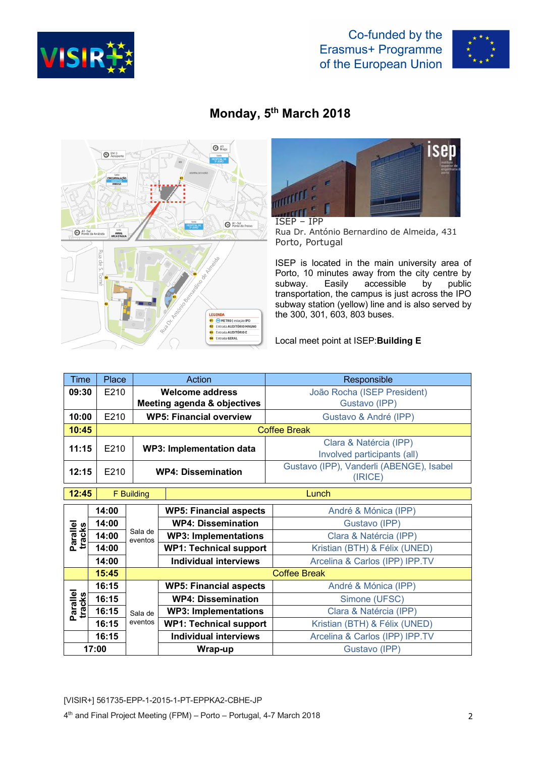## Monday, 5th March 2018

ISEP – IPP
Rua Dr. António Bernardino de Almeida, 431
Porto, Portugal

ISEP is located in the main university area of Porto, 10 minutes away from the city centre by subway. Easily accessible by public transportation, the campus is just across the IPO subway station (yellow) line and is also served by the 300, 301, 603, 803 buses.

Local meet point at ISEP:**Building E**

| Time | Place | Action | Responsible |
|---|---|---|---|
| **09:30** | E210 | **Welcome address**<br>**Meeting agenda & objectives** | João Rocha (ISEP President)<br>Gustavo (IPP) |
| **10:00** | E210 | **WP5: Financial overview** | Gustavo & André (IPP) |
| **10:45** | Coffee Break | | |
| **11:15** | E210 | **WP3: Implementation data** | Clara & Natércia (IPP)<br>Involved participants (all) |
| **12:15** | E210 | **WP4: Dissemination** | Gustavo (IPP), Vanderli (ABENGE), Isabel (IRICE) |
| **12:45** | F Building | Lunch | |

| | Time | Place | Action | Responsible |
|---|---|---|---|---|
| **Parallel tracks** | **14:00** | Sala de eventos | **WP5: Financial aspects** | André & Mónica (IPP) |
| | **14:00** | | **WP4: Dissemination** | Gustavo (IPP) |
| | **14:00** | | **WP3: Implementations** | Clara & Natércia (IPP) |
| | **14:00** | | **WP1: Technical support** | Kristian (BTH) & Félix (UNED) |
| | **14:00** | | **Individual interviews** | Arcelina & Carlos (IPP) IPP.TV |
| | **15:45** | Coffee Break | | |
| **Parallel tracks** | **16:15** | Sala de eventos | **WP5: Financial aspects** | André & Mónica (IPP) |
| | **16:15** | | **WP4: Dissemination** | Simone (UFSC) |
| | **16:15** | | **WP3: Implementations** | Clara & Natércia (IPP) |
| | **16:15** | | **WP1: Technical support** | Kristian (BTH) & Félix (UNED) |
| | **16:15** | | **Individual interviews** | Arcelina & Carlos (IPP) IPP.TV |
| **17:00** | | | **Wrap-up** | Gustavo (IPP) |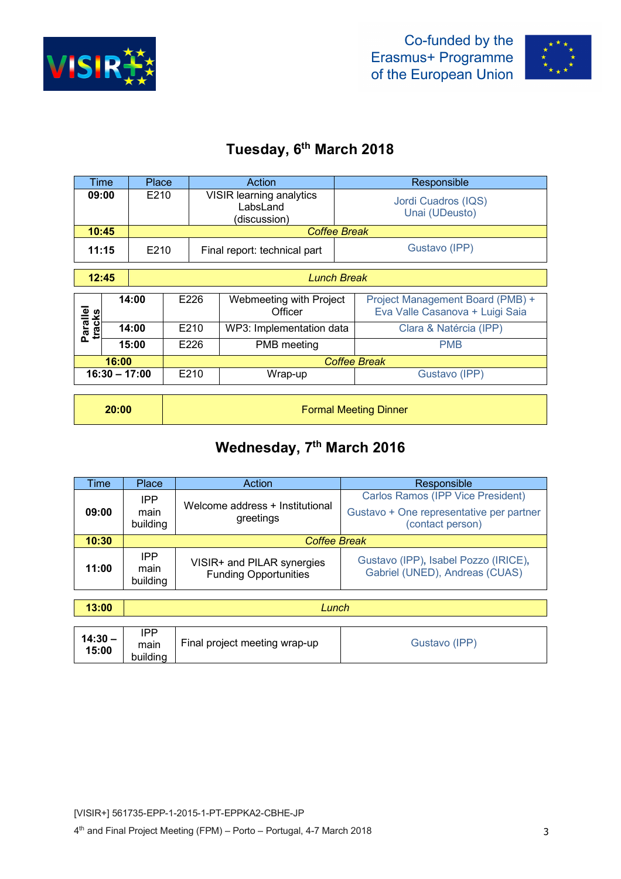Co-funded by the Erasmus+ Programme of the European Union

## Tuesday, 6th March 2018

| Time | Place | Action | Responsible |
|---|---|---|---|
| **09:00** | E210 | VISIR learning analytics LabsLand (discussion) | Jordi Cuadros (IQS) Unai (UDeusto) |
| **10:45** | | *Coffee Break* | |
| **11:15** | E210 | Final report: technical part | Gustavo (IPP) |
| **12:45** | | *Lunch Break* | |
| **Parallel tracks 14:00** | E226 | Webmeeting with Project Officer | Project Management Board (PMB) + Eva Valle Casanova + Luigi Saia |
| **Parallel tracks 14:00** | E210 | WP3: Implementation data | Clara & Natércia (IPP) |
| **15:00** | E226 | PMB meeting | PMB |
| **16:00** | | *Coffee Break* | |
| **16:30 – 17:00** | E210 | Wrap-up | Gustavo (IPP) |
| **20:00** | | Formal Meeting Dinner | |

## Wednesday, 7th March 2016

| Time | Place | Action | Responsible |
|---|---|---|---|
| **09:00** | IPP main building | Welcome address + Institutional greetings | Carlos Ramos (IPP Vice President) Gustavo + One representative per partner (contact person) |
| **10:30** | | *Coffee Break* | |
| **11:00** | IPP main building | VISIR+ and PILAR synergies Funding Opportunities | Gustavo (IPP), Isabel Pozzo (IRICE), Gabriel (UNED), Andreas (CUAS) |
| **13:00** | | *Lunch* | |
| **14:30 – 15:00** | IPP main building | Final project meeting wrap-up | Gustavo (IPP) |